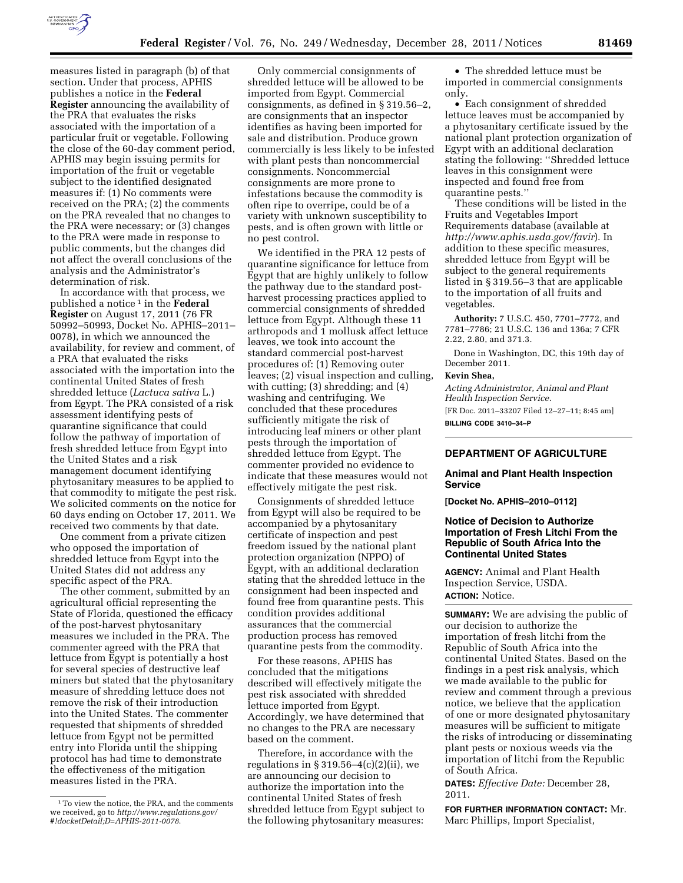measures listed in paragraph (b) of that section. Under that process, APHIS publishes a notice in the **Federal Register** announcing the availability of the PRA that evaluates the risks associated with the importation of a particular fruit or vegetable. Following the close of the 60-day comment period, APHIS may begin issuing permits for importation of the fruit or vegetable subject to the identified designated measures if: (1) No comments were received on the PRA; (2) the comments on the PRA revealed that no changes to the PRA were necessary; or (3) changes to the PRA were made in response to public comments, but the changes did not affect the overall conclusions of the analysis and the Administrator's determination of risk.

In accordance with that process, we published a notice [1] in the **Federal Register** on August 17, 2011 (76 FR 50992–50993, Docket No. APHIS–2011–0078), in which we announced the availability, for review and comment, of a PRA that evaluated the risks associated with the importation into the continental United States of fresh shredded lettuce (*Lactuca sativa* L.) from Egypt. The PRA consisted of a risk assessment identifying pests of quarantine significance that could follow the pathway of importation of fresh shredded lettuce from Egypt into the United States and a risk management document identifying phytosanitary measures to be applied to that commodity to mitigate the pest risk. We solicited comments on the notice for 60 days ending on October 17, 2011. We received two comments by that date.

One comment from a private citizen who opposed the importation of shredded lettuce from Egypt into the United States did not address any specific aspect of the PRA.

The other comment, submitted by an agricultural official representing the State of Florida, questioned the efficacy of the post-harvest phytosanitary measures we included in the PRA. The commenter agreed with the PRA that lettuce from Egypt is potentially a host for several species of destructive leaf miners but stated that the phytosanitary measure of shredding lettuce does not remove the risk of their introduction into the United States. The commenter requested that shipments of shredded lettuce from Egypt not be permitted entry into Florida until the shipping protocol has had time to demonstrate the effectiveness of the mitigation measures listed in the PRA.

[1] To view the notice, the PRA, and the comments we received, go to *http://www.regulations.gov/#!docketDetail;D=APHIS-2011-0078.*

Only commercial consignments of shredded lettuce will be allowed to be imported from Egypt. Commercial consignments, as defined in § 319.56–2, are consignments that an inspector identifies as having been imported for sale and distribution. Produce grown commercially is less likely to be infested with plant pests than noncommercial consignments. Noncommercial consignments are more prone to infestations because the commodity is often ripe to overripe, could be of a variety with unknown susceptibility to pests, and is often grown with little or no pest control.

We identified in the PRA 12 pests of quarantine significance for lettuce from Egypt that are highly unlikely to follow the pathway due to the standard post-harvest processing practices applied to commercial consignments of shredded lettuce from Egypt. Although these 11 arthropods and 1 mollusk affect lettuce leaves, we took into account the standard commercial post-harvest procedures of: (1) Removing outer leaves; (2) visual inspection and culling, with cutting; (3) shredding; and (4) washing and centrifuging. We concluded that these procedures sufficiently mitigate the risk of introducing leaf miners or other plant pests through the importation of shredded lettuce from Egypt. The commenter provided no evidence to indicate that these measures would not effectively mitigate the pest risk.

Consignments of shredded lettuce from Egypt will also be required to be accompanied by a phytosanitary certificate of inspection and pest freedom issued by the national plant protection organization (NPPO) of Egypt, with an additional declaration stating that the shredded lettuce in the consignment had been inspected and found free from quarantine pests. This condition provides additional assurances that the commercial production process has removed quarantine pests from the commodity.

For these reasons, APHIS has concluded that the mitigations described will effectively mitigate the pest risk associated with shredded lettuce imported from Egypt. Accordingly, we have determined that no changes to the PRA are necessary based on the comment.

Therefore, in accordance with the regulations in § 319.56–4(c)(2)(ii), we are announcing our decision to authorize the importation into the continental United States of fresh shredded lettuce from Egypt subject to the following phytosanitary measures:

- The shredded lettuce must be imported in commercial consignments only.
- Each consignment of shredded lettuce leaves must be accompanied by a phytosanitary certificate issued by the national plant protection organization of Egypt with an additional declaration stating the following: "Shredded lettuce leaves in this consignment were inspected and found free from quarantine pests."

These conditions will be listed in the Fruits and Vegetables Import Requirements database (available at *http://www.aphis.usda.gov/favir*). In addition to these specific measures, shredded lettuce from Egypt will be subject to the general requirements listed in § 319.56–3 that are applicable to the importation of all fruits and vegetables.

**Authority:** 7 U.S.C. 450, 7701–7772, and 7781–7786; 21 U.S.C. 136 and 136a; 7 CFR 2.22, 2.80, and 371.3.

Done in Washington, DC, this 19th day of December 2011.

**Kevin Shea,**

*Acting Administrator, Animal and Plant Health Inspection Service.*

[FR Doc. 2011–33207 Filed 12–27–11; 8:45 am]

**BILLING CODE 3410–34–P**

## DEPARTMENT OF AGRICULTURE

### Animal and Plant Health Inspection Service

**[Docket No. APHIS–2010–0112]**

### Notice of Decision to Authorize Importation of Fresh Litchi From the Republic of South Africa Into the Continental United States

**AGENCY:** Animal and Plant Health Inspection Service, USDA.

**ACTION:** Notice.

**SUMMARY:** We are advising the public of our decision to authorize the importation of fresh litchi from the Republic of South Africa into the continental United States. Based on the findings in a pest risk analysis, which we made available to the public for review and comment through a previous notice, we believe that the application of one or more designated phytosanitary measures will be sufficient to mitigate the risks of introducing or disseminating plant pests or noxious weeds via the importation of litchi from the Republic of South Africa.

**DATES:** *Effective Date:* December 28, 2011.

**FOR FURTHER INFORMATION CONTACT:** Mr. Marc Phillips, Import Specialist,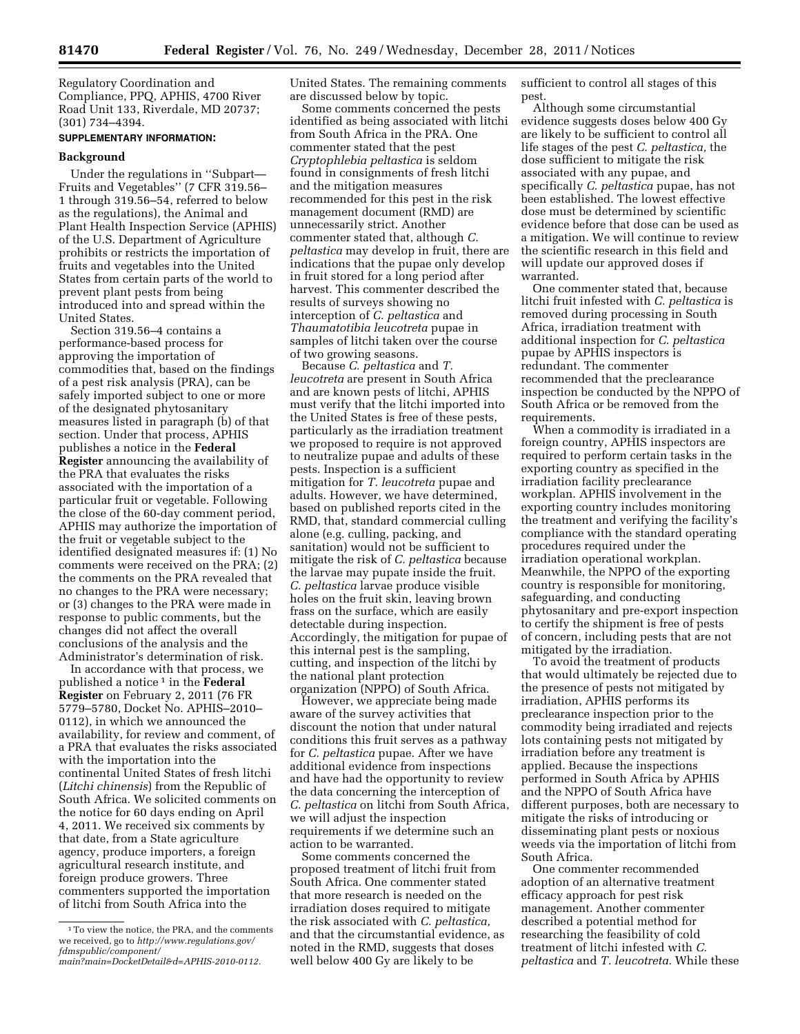Regulatory Coordination and Compliance, PPQ, APHIS, 4700 River Road Unit 133, Riverdale, MD 20737; (301) 734–4394.

**SUPPLEMENTARY INFORMATION:**

**Background**

Under the regulations in ''Subpart—Fruits and Vegetables'' (7 CFR 319.56–1 through 319.56–54, referred to below as the regulations), the Animal and Plant Health Inspection Service (APHIS) of the U.S. Department of Agriculture prohibits or restricts the importation of fruits and vegetables into the United States from certain parts of the world to prevent plant pests from being introduced into and spread within the United States.

Section 319.56–4 contains a performance-based process for approving the importation of commodities that, based on the findings of a pest risk analysis (PRA), can be safely imported subject to one or more of the designated phytosanitary measures listed in paragraph (b) of that section. Under that process, APHIS publishes a notice in the **Federal Register** announcing the availability of the PRA that evaluates the risks associated with the importation of a particular fruit or vegetable. Following the close of the 60-day comment period, APHIS may authorize the importation of the fruit or vegetable subject to the identified designated measures if: (1) No comments were received on the PRA; (2) the comments on the PRA revealed that no changes to the PRA were necessary; or (3) changes to the PRA were made in response to public comments, but the changes did not affect the overall conclusions of the analysis and the Administrator's determination of risk.

In accordance with that process, we published a notice [1] in the **Federal Register** on February 2, 2011 (76 FR 5779–5780, Docket No. APHIS–2010–0112), in which we announced the availability, for review and comment, of a PRA that evaluates the risks associated with the importation into the continental United States of fresh litchi (*Litchi chinensis*) from the Republic of South Africa. We solicited comments on the notice for 60 days ending on April 4, 2011. We received six comments by that date, from a State agriculture agency, produce importers, a foreign agricultural research institute, and foreign produce growers. Three commenters supported the importation of litchi from South Africa into the United States. The remaining comments are discussed below by topic.

Some comments concerned the pests identified as being associated with litchi from South Africa in the PRA. One commenter stated that the pest *Cryptophlebia peltastica* is seldom found in consignments of fresh litchi and the mitigation measures recommended for this pest in the risk management document (RMD) are unnecessarily strict. Another commenter stated that, although *C. peltastica* may develop in fruit, there are indications that the pupae only develop in fruit stored for a long period after harvest. This commenter described the results of surveys showing no interception of *C. peltastica* and *Thaumatotibia leucotreta* pupae in samples of litchi taken over the course of two growing seasons.

Because *C. peltastica* and *T. leucotreta* are present in South Africa and are known pests of litchi, APHIS must verify that the litchi imported into the United States is free of these pests, particularly as the irradiation treatment we proposed to require is not approved to neutralize pupae and adults of these pests. Inspection is a sufficient mitigation for *T. leucotreta* pupae and adults. However, we have determined, based on published reports cited in the RMD, that, standard commercial culling alone (e.g. culling, packing, and sanitation) would not be sufficient to mitigate the risk of *C. peltastica* because the larvae may pupate inside the fruit. *C. peltastica* larvae produce visible holes on the fruit skin, leaving brown frass on the surface, which are easily detectable during inspection. Accordingly, the mitigation for pupae of this internal pest is the sampling, cutting, and inspection of the litchi by the national plant protection organization (NPPO) of South Africa.

However, we appreciate being made aware of the survey activities that discount the notion that under natural conditions this fruit serves as a pathway for *C. peltastica* pupae. After we have additional evidence from inspections and have had the opportunity to review the data concerning the interception of *C. peltastica* on litchi from South Africa, we will adjust the inspection requirements if we determine such an action to be warranted.

Some comments concerned the proposed treatment of litchi fruit from South Africa. One commenter stated that more research is needed on the irradiation doses required to mitigate the risk associated with *C. peltastica,* and that the circumstantial evidence, as noted in the RMD, suggests that doses well below 400 Gy are likely to be sufficient to control all stages of this pest.

Although some circumstantial evidence suggests doses below 400 Gy are likely to be sufficient to control all life stages of the pest *C. peltastica,* the dose sufficient to mitigate the risk associated with any pupae, and specifically *C. peltastica* pupae, has not been established. The lowest effective dose must be determined by scientific evidence before that dose can be used as a mitigation. We will continue to review the scientific research in this field and will update our approved doses if warranted.

One commenter stated that, because litchi fruit infested with *C. peltastica* is removed during processing in South Africa, irradiation treatment with additional inspection for *C. peltastica* pupae by APHIS inspectors is redundant. The commenter recommended that the preclearance inspection be conducted by the NPPO of South Africa or be removed from the requirements.

When a commodity is irradiated in a foreign country, APHIS inspectors are required to perform certain tasks in the exporting country as specified in the irradiation facility preclearance workplan. APHIS involvement in the exporting country includes monitoring the treatment and verifying the facility's compliance with the standard operating procedures required under the irradiation operational workplan. Meanwhile, the NPPO of the exporting country is responsible for monitoring, safeguarding, and conducting phytosanitary and pre-export inspection to certify the shipment is free of pests of concern, including pests that are not mitigated by the irradiation.

To avoid the treatment of products that would ultimately be rejected due to the presence of pests not mitigated by irradiation, APHIS performs its preclearance inspection prior to the commodity being irradiated and rejects lots containing pests not mitigated by irradiation before any treatment is applied. Because the inspections performed in South Africa by APHIS and the NPPO of South Africa have different purposes, both are necessary to mitigate the risks of introducing or disseminating plant pests or noxious weeds via the importation of litchi from South Africa.

One commenter recommended adoption of an alternative treatment efficacy approach for pest risk management. Another commenter described a potential method for researching the feasibility of cold treatment of litchi infested with *C. peltastica* and *T. leucotreta.* While these

[1] To view the notice, the PRA, and the comments we received, go to *http://www.regulations.gov/fdmspublic/component/main?main=DocketDetail&d=APHIS-2010-0112.*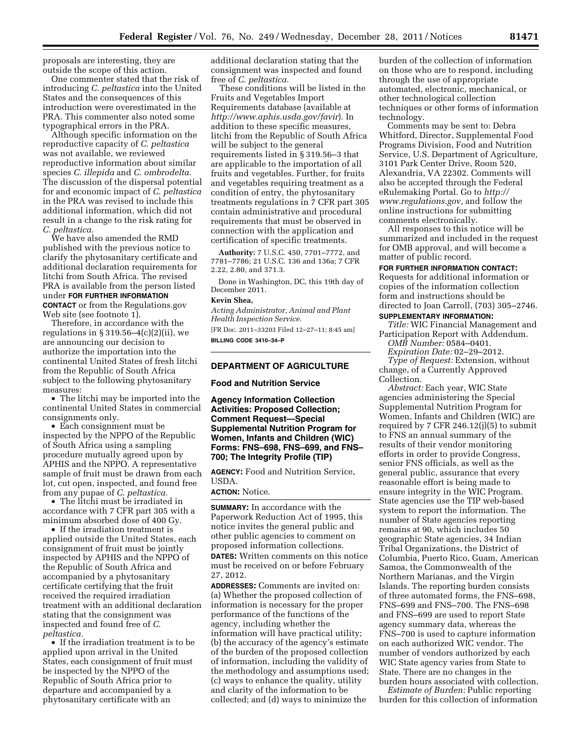proposals are interesting, they are outside the scope of this action.

One commenter stated that the risk of introducing *C. peltastica* into the United States and the consequences of this introduction were overestimated in the PRA. This commenter also noted some typographical errors in the PRA.

Although specific information on the reproductive capacity of *C. peltastica* was not available, we reviewed reproductive information about similar species *C. illepida* and *C. ombrodelta.* The discussion of the dispersal potential for and economic impact of *C. peltastica* in the PRA was revised to include this additional information, which did not result in a change to the risk rating for *C. peltastica.*

We have also amended the RMD published with the previous notice to clarify the phytosanitary certificate and additional declaration requirements for litchi from South Africa. The revised PRA is available from the person listed under **FOR FURTHER INFORMATION CONTACT** or from the Regulations.gov Web site (see footnote 1).

Therefore, in accordance with the regulations in § 319.56–4(c)(2)(ii), we are announcing our decision to authorize the importation into the continental United States of fresh litchi from the Republic of South Africa subject to the following phytosanitary measures:

- The litchi may be imported into the continental United States in commercial consignments only.
- Each consignment must be inspected by the NPPO of the Republic of South Africa using a sampling procedure mutually agreed upon by APHIS and the NPPO. A representative sample of fruit must be drawn from each lot, cut open, inspected, and found free from any pupae of *C. peltastica.*
- The litchi must be irradiated in accordance with 7 CFR part 305 with a minimum absorbed dose of 400 Gy.
- If the irradiation treatment is applied outside the United States, each consignment of fruit must be jointly inspected by APHIS and the NPPO of the Republic of South Africa and accompanied by a phytosanitary certificate certifying that the fruit received the required irradiation treatment with an additional declaration stating that the consignment was inspected and found free of *C. peltastica.*
- If the irradiation treatment is to be applied upon arrival in the United States, each consignment of fruit must be inspected by the NPPO of the Republic of South Africa prior to departure and accompanied by a phytosanitary certificate with an additional declaration stating that the consignment was inspected and found free of *C. peltastica.*

These conditions will be listed in the Fruits and Vegetables Import Requirements database (available at *http://www.aphis.usda.gov/favir*). In addition to these specific measures, litchi from the Republic of South Africa will be subject to the general requirements listed in § 319.56–3 that are applicable to the importation of all fruits and vegetables. Further, for fruits and vegetables requiring treatment as a condition of entry, the phytosanitary treatments regulations in 7 CFR part 305 contain administrative and procedural requirements that must be observed in connection with the application and certification of specific treatments.

**Authority:** 7 U.S.C. 450, 7701–7772, and 7781–7786; 21 U.S.C. 136 and 136a; 7 CFR 2.22, 2.80, and 371.3.

Done in Washington, DC, this 19th day of December 2011.

**Kevin Shea,**

*Acting Administrator, Animal and Plant Health Inspection Service.*

[FR Doc. 2011–33203 Filed 12–27–11; 8:45 am]

**BILLING CODE 3410–34–P**

---

## DEPARTMENT OF AGRICULTURE

### Food and Nutrition Service

### Agency Information Collection Activities: Proposed Collection; Comment Request—Special Supplemental Nutrition Program for Women, Infants and Children (WIC) Forms: FNS–698, FNS–699, and FNS–700; The Integrity Profile (TIP)

**AGENCY:** Food and Nutrition Service, USDA.

**ACTION:** Notice.

**SUMMARY:** In accordance with the Paperwork Reduction Act of 1995, this notice invites the general public and other public agencies to comment on proposed information collections.

**DATES:** Written comments on this notice must be received on or before February 27, 2012.

**ADDRESSES:** Comments are invited on: (a) Whether the proposed collection of information is necessary for the proper performance of the functions of the agency, including whether the information will have practical utility; (b) the accuracy of the agency's estimate of the burden of the proposed collection of information, including the validity of the methodology and assumptions used; (c) ways to enhance the quality, utility and clarity of the information to be collected; and (d) ways to minimize the burden of the collection of information on those who are to respond, including through the use of appropriate automated, electronic, mechanical, or other technological collection techniques or other forms of information technology.

Comments may be sent to: Debra Whitford, Director, Supplemental Food Programs Division, Food and Nutrition Service, U.S. Department of Agriculture, 3101 Park Center Drive, Room 520, Alexandria, VA 22302. Comments will also be accepted through the Federal eRulemaking Portal. Go to *http://www.regulations.gov,* and follow the online instructions for submitting comments electronically.

All responses to this notice will be summarized and included in the request for OMB approval, and will become a matter of public record.

**FOR FURTHER INFORMATION CONTACT:** Requests for additional information or copies of the information collection form and instructions should be directed to Joan Carroll, (703) 305–2746.

**SUPPLEMENTARY INFORMATION:**

*Title:* WIC Financial Management and Participation Report with Addendum.

*OMB Number:* 0584–0401.

*Expiration Date:* 02–29–2012.

*Type of Request:* Extension, without change, of a Currently Approved Collection.

*Abstract:* Each year, WIC State agencies administering the Special Supplemental Nutrition Program for Women, Infants and Children (WIC) are required by 7 CFR 246.12(j)(5) to submit to FNS an annual summary of the results of their vendor monitoring efforts in order to provide Congress, senior FNS officials, as well as the general public, assurance that every reasonable effort is being made to ensure integrity in the WIC Program. State agencies use the TIP web-based system to report the information. The number of State agencies reporting remains at 90, which includes 50 geographic State agencies, 34 Indian Tribal Organizations, the District of Columbia, Puerto Rico, Guam, American Samoa, the Commonwealth of the Northern Marianas, and the Virgin Islands. The reporting burden consists of three automated forms, the FNS–698, FNS–699 and FNS–700. The FNS–698 and FNS–699 are used to report State agency summary data, whereas the FNS–700 is used to capture information on each authorized WIC vendor. The number of vendors authorized by each WIC State agency varies from State to State. There are no changes in the burden hours associated with collection.

*Estimate of Burden:* Public reporting burden for this collection of information